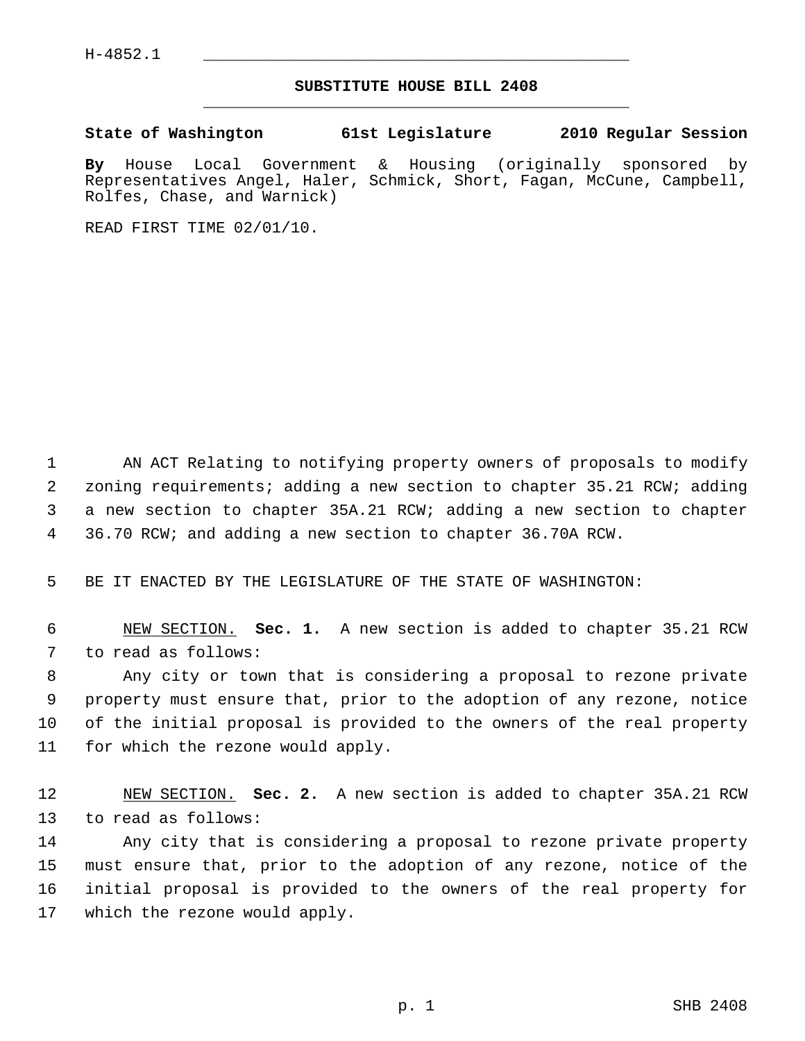H-4852.1

# SUBSTITUTE HOUSE BILL 2408

**State of Washington 61st Legislature 2010 Regular Session**

**By** House Local Government & Housing (originally sponsored by Representatives Angel, Haler, Schmick, Short, Fagan, McCune, Campbell, Rolfes, Chase, and Warnick)

READ FIRST TIME 02/01/10.

AN ACT Relating to notifying property owners of proposals to modify zoning requirements; adding a new section to chapter 35.21 RCW; adding a new section to chapter 35A.21 RCW; adding a new section to chapter 36.70 RCW; and adding a new section to chapter 36.70A RCW.

BE IT ENACTED BY THE LEGISLATURE OF THE STATE OF WASHINGTON:

NEW SECTION. **Sec. 1.** A new section is added to chapter 35.21 RCW to read as follows:

Any city or town that is considering a proposal to rezone private property must ensure that, prior to the adoption of any rezone, notice of the initial proposal is provided to the owners of the real property for which the rezone would apply.

NEW SECTION. **Sec. 2.** A new section is added to chapter 35A.21 RCW to read as follows:

Any city that is considering a proposal to rezone private property must ensure that, prior to the adoption of any rezone, notice of the initial proposal is provided to the owners of the real property for which the rezone would apply.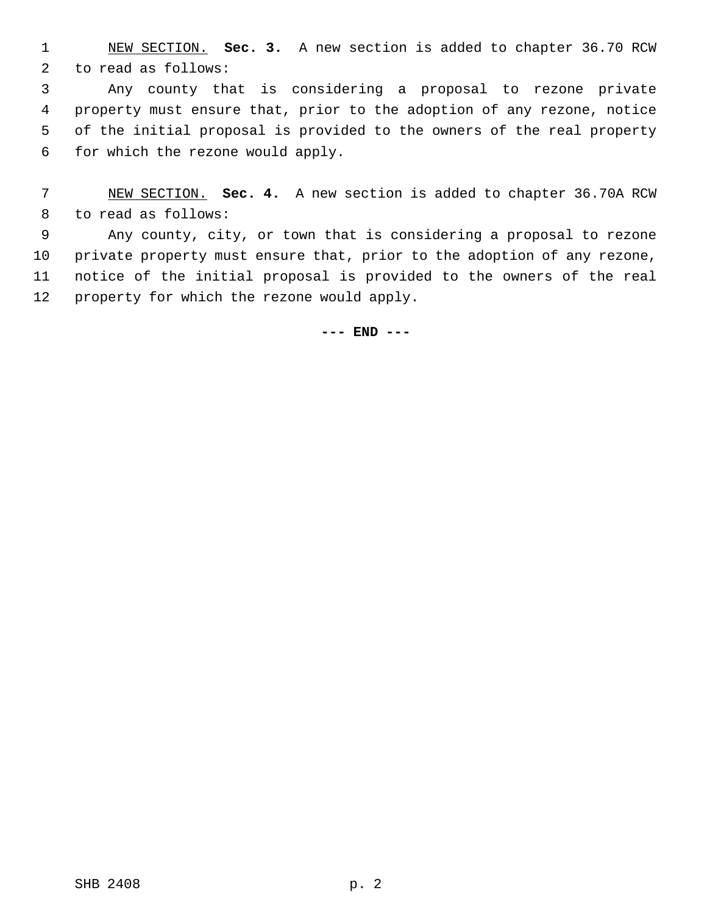NEW SECTION. **Sec. 3.** A new section is added to chapter 36.70 RCW to read as follows:

Any county that is considering a proposal to rezone private property must ensure that, prior to the adoption of any rezone, notice of the initial proposal is provided to the owners of the real property for which the rezone would apply.

NEW SECTION. **Sec. 4.** A new section is added to chapter 36.70A RCW to read as follows:

Any county, city, or town that is considering a proposal to rezone private property must ensure that, prior to the adoption of any rezone, notice of the initial proposal is provided to the owners of the real property for which the rezone would apply.

**--- END ---**